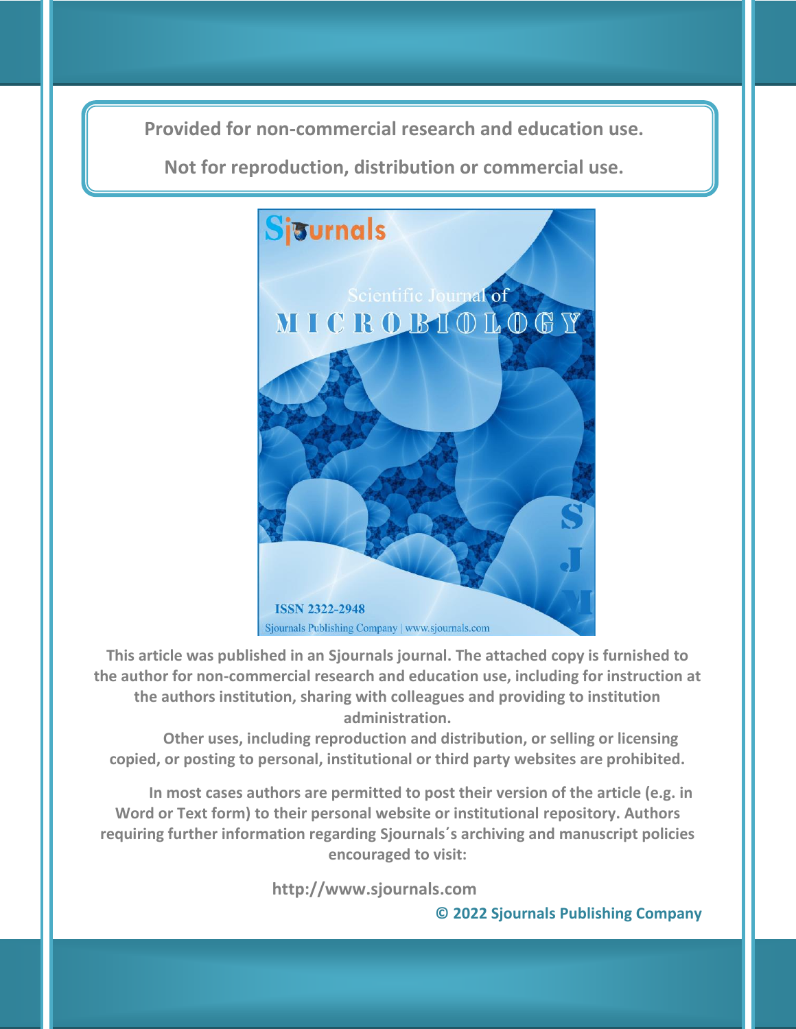Provided for non-commercial research and education use.

Not for reproduction, distribution or commercial use.

This article was published in an Sjournals journal. The attached copy is furnished to the author for non-commercial research and education use, including for instruction at the authors institution, sharing with colleagues and providing to institution administration.

Other uses, including reproduction and distribution, or selling or licensing copied, or posting to personal, institutional or third party websites are prohibited.

In most cases authors are permitted to post their version of the article (e.g. in Word or Text form) to their personal website or institutional repository. Authors requiring further information regarding Sjournals´s archiving and manuscript policies encouraged to visit:

http://www.sjournals.com

© 2022 Sjournals Publishing Company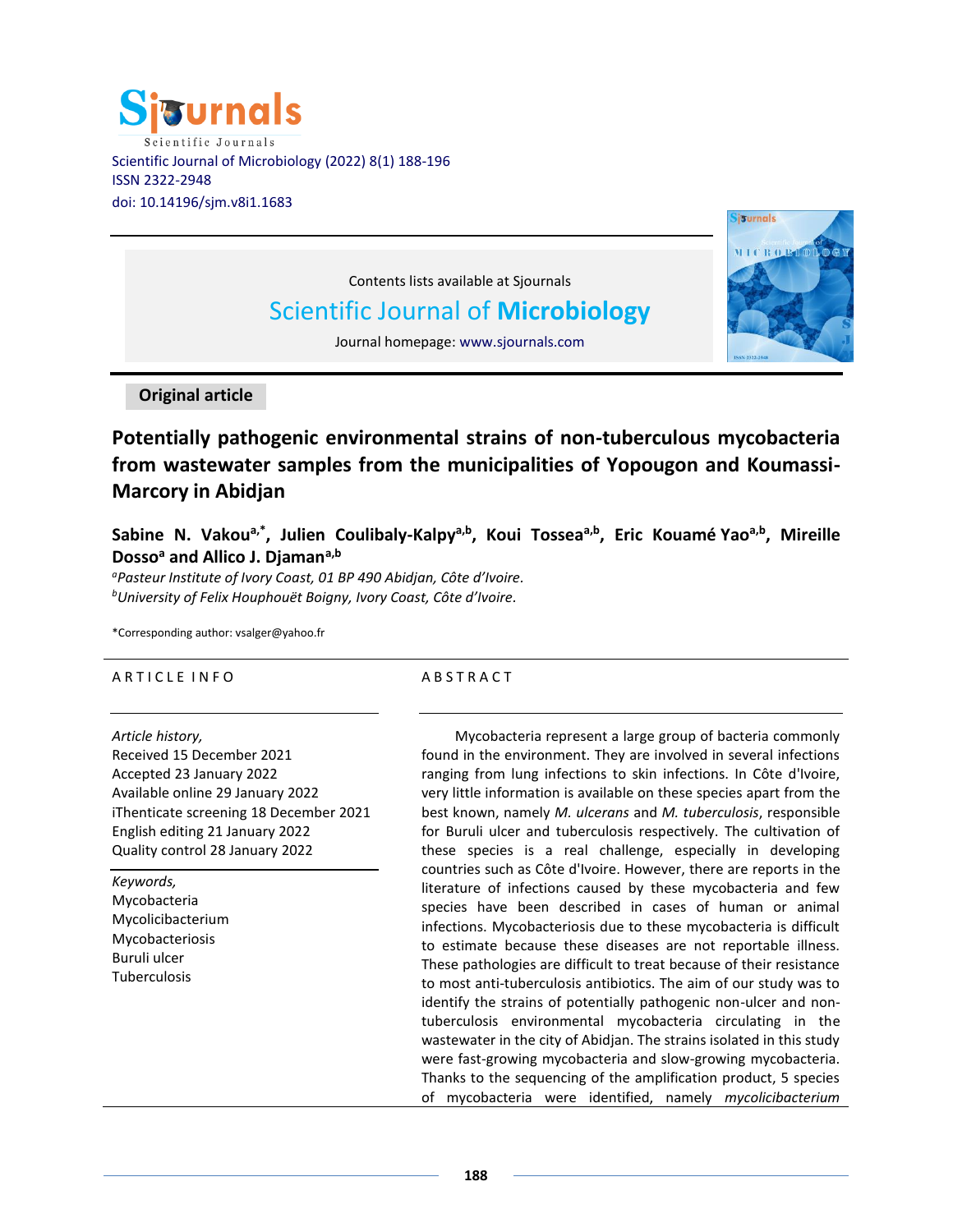Contents lists available at Sjournals

Scientific Journal of **Microbiology**

Journal homepage: www.sjournals.com

**Original article**

# Potentially pathogenic environmental strains of non-tuberculous mycobacteria from wastewater samples from the municipalities of Yopougon and Koumassi-Marcory in Abidjan

**Sabine N. Vakou[a,*], Julien Coulibaly-Kalpy[a,b], Koui Tossea[a,b], Eric Kouamé Yao[a,b], Mireille Dosso[a] and Allico J. Djaman[a,b]**

[a]*Pasteur Institute of Ivory Coast, 01 BP 490 Abidjan, Côte d'Ivoire.*
[b]*University of Felix Houphouët Boigny, Ivory Coast, Côte d'Ivoire.*

*Corresponding author: vsalger@yahoo.fr

## ARTICLE INFO

*Article history,*
Received 15 December 2021
Accepted 23 January 2022
Available online 29 January 2022
iThenticate screening 18 December 2021
English editing 21 January 2022
Quality control 28 January 2022

*Keywords,*
Mycobacteria
Mycolicibacterium
Mycobacteriosis
Buruli ulcer
Tuberculosis

## ABSTRACT

Mycobacteria represent a large group of bacteria commonly found in the environment. They are involved in several infections ranging from lung infections to skin infections. In Côte d'Ivoire, very little information is available on these species apart from the best known, namely *M. ulcerans* and *M. tuberculosis*, responsible for Buruli ulcer and tuberculosis respectively. The cultivation of these species is a real challenge, especially in developing countries such as Côte d'Ivoire. However, there are reports in the literature of infections caused by these mycobacteria and few species have been described in cases of human or animal infections. Mycobacteriosis due to these mycobacteria is difficult to estimate because these diseases are not reportable illness. These pathologies are difficult to treat because of their resistance to most anti-tuberculosis antibiotics. The aim of our study was to identify the strains of potentially pathogenic non-ulcer and non-tuberculosis environmental mycobacteria circulating in the wastewater in the city of Abidjan. The strains isolated in this study were fast-growing mycobacteria and slow-growing mycobacteria. Thanks to the sequencing of the amplification product, 5 species of mycobacteria were identified, namely *mycolicibacterium*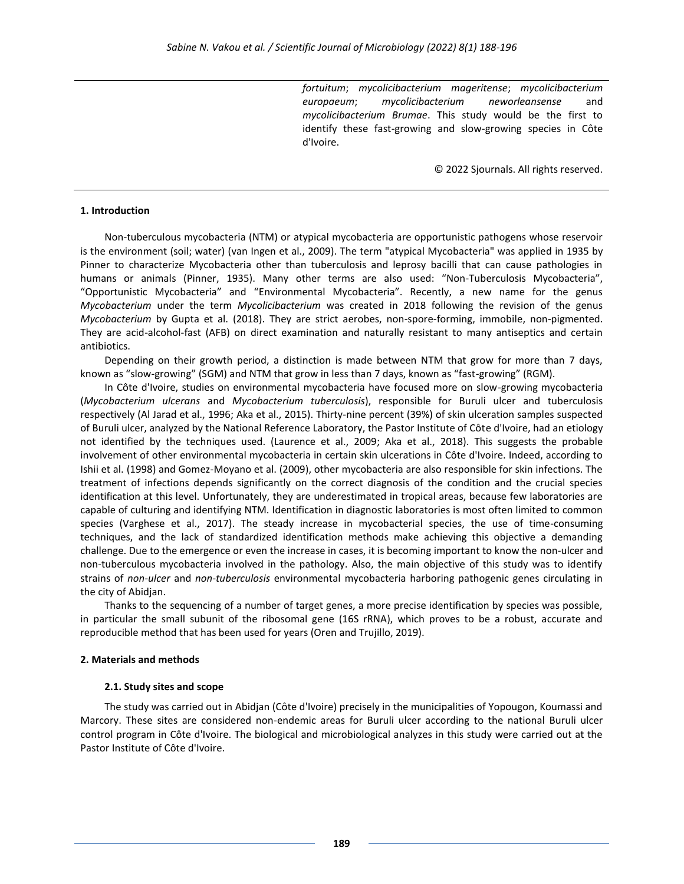*fortuitum*; *mycolicibacterium mageritense*; *mycolicibacterium europaeum*; *mycolicibacterium neworleansense* and *mycolicibacterium Brumae*. This study would be the first to identify these fast-growing and slow-growing species in Côte d'Ivoire.

© 2022 Sjournals. All rights reserved.

## 1. Introduction

Non-tuberculous mycobacteria (NTM) or atypical mycobacteria are opportunistic pathogens whose reservoir is the environment (soil; water) (van Ingen et al., 2009). The term "atypical Mycobacteria" was applied in 1935 by Pinner to characterize Mycobacteria other than tuberculosis and leprosy bacilli that can cause pathologies in humans or animals (Pinner, 1935). Many other terms are also used: “Non-Tuberculosis Mycobacteria”, “Opportunistic Mycobacteria” and “Environmental Mycobacteria”. Recently, a new name for the genus *Mycobacterium* under the term *Mycolicibacterium* was created in 2018 following the revision of the genus *Mycobacterium* by Gupta et al. (2018). They are strict aerobes, non-spore-forming, immobile, non-pigmented. They are acid-alcohol-fast (AFB) on direct examination and naturally resistant to many antiseptics and certain antibiotics.

Depending on their growth period, a distinction is made between NTM that grow for more than 7 days, known as “slow-growing” (SGM) and NTM that grow in less than 7 days, known as “fast-growing” (RGM).

In Côte d'Ivoire, studies on environmental mycobacteria have focused more on slow-growing mycobacteria (*Mycobacterium ulcerans* and *Mycobacterium tuberculosis*), responsible for Buruli ulcer and tuberculosis respectively (Al Jarad et al., 1996; Aka et al., 2015). Thirty-nine percent (39%) of skin ulceration samples suspected of Buruli ulcer, analyzed by the National Reference Laboratory, the Pastor Institute of Côte d'Ivoire, had an etiology not identified by the techniques used. (Laurence et al., 2009; Aka et al., 2018). This suggests the probable involvement of other environmental mycobacteria in certain skin ulcerations in Côte d'Ivoire. Indeed, according to Ishii et al. (1998) and Gomez-Moyano et al. (2009), other mycobacteria are also responsible for skin infections. The treatment of infections depends significantly on the correct diagnosis of the condition and the crucial species identification at this level. Unfortunately, they are underestimated in tropical areas, because few laboratories are capable of culturing and identifying NTM. Identification in diagnostic laboratories is most often limited to common species (Varghese et al., 2017). The steady increase in mycobacterial species, the use of time-consuming techniques, and the lack of standardized identification methods make achieving this objective a demanding challenge. Due to the emergence or even the increase in cases, it is becoming important to know the non-ulcer and non-tuberculous mycobacteria involved in the pathology. Also, the main objective of this study was to identify strains of *non-ulcer* and *non-tuberculosis* environmental mycobacteria harboring pathogenic genes circulating in the city of Abidjan.

Thanks to the sequencing of a number of target genes, a more precise identification by species was possible, in particular the small subunit of the ribosomal gene (16S rRNA), which proves to be a robust, accurate and reproducible method that has been used for years (Oren and Trujillo, 2019).

## 2. Materials and methods

### 2.1. Study sites and scope

The study was carried out in Abidjan (Côte d'Ivoire) precisely in the municipalities of Yopougon, Koumassi and Marcory. These sites are considered non-endemic areas for Buruli ulcer according to the national Buruli ulcer control program in Côte d'Ivoire. The biological and microbiological analyzes in this study were carried out at the Pastor Institute of Côte d'Ivoire.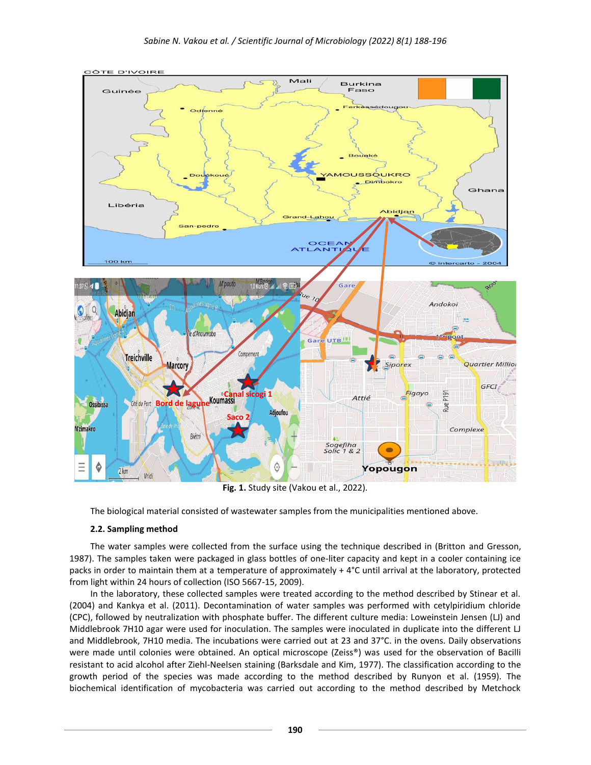**Fig. 1.** Study site (Vakou et al., 2022).

The biological material consisted of wastewater samples from the municipalities mentioned above.

### 2.2. Sampling method

The water samples were collected from the surface using the technique described in (Britton and Gresson, 1987). The samples taken were packaged in glass bottles of one-liter capacity and kept in a cooler containing ice packs in order to maintain them at a temperature of approximately + 4°C until arrival at the laboratory, protected from light within 24 hours of collection (ISO 5667-15, 2009).

In the laboratory, these collected samples were treated according to the method described by Stinear et al. (2004) and Kankya et al. (2011). Decontamination of water samples was performed with cetylpiridium chloride (CPC), followed by neutralization with phosphate buffer. The different culture media: Loweinstein Jensen (LJ) and Middlebrook 7H10 agar were used for inoculation. The samples were inoculated in duplicate into the different LJ and Middlebrook, 7H10 media. The incubations were carried out at 23 and 37°C. in the ovens. Daily observations were made until colonies were obtained. An optical microscope (Zeiss®) was used for the observation of Bacilli resistant to acid alcohol after Ziehl-Neelsen staining (Barksdale and Kim, 1977). The classification according to the growth period of the species was made according to the method described by Runyon et al. (1959). The biochemical identification of mycobacteria was carried out according to the method described by Metchock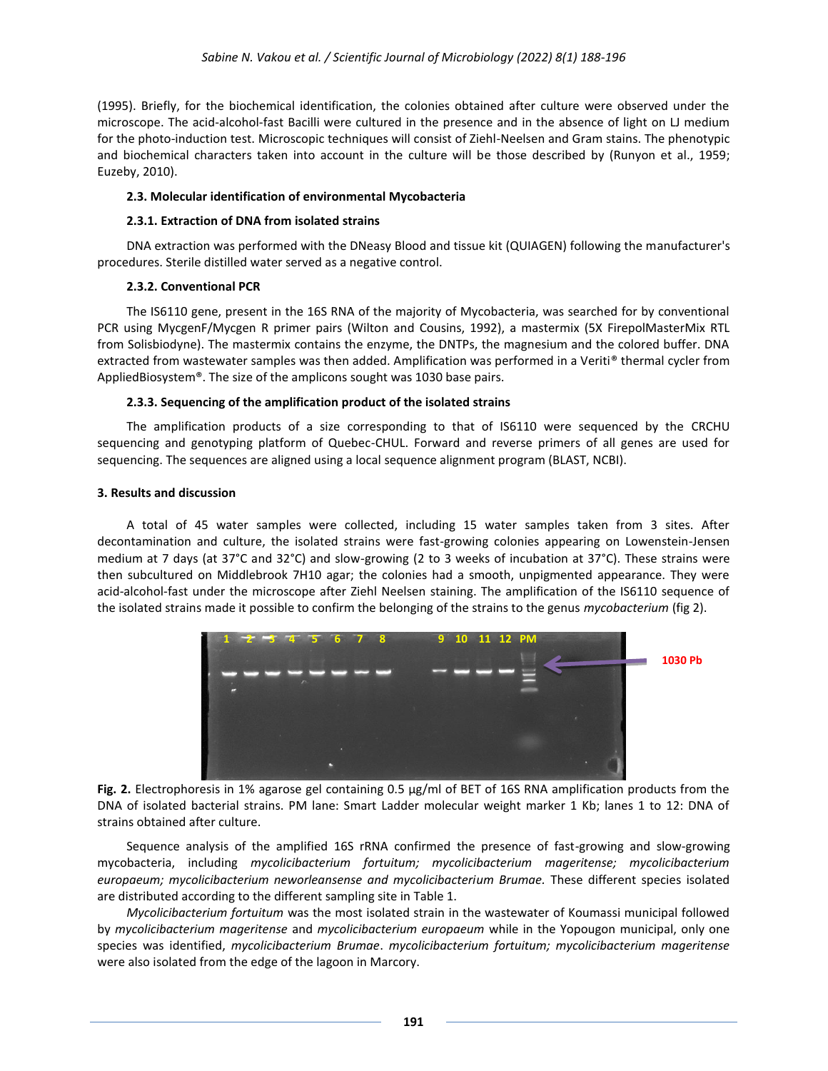(1995). Briefly, for the biochemical identification, the colonies obtained after culture were observed under the microscope. The acid-alcohol-fast Bacilli were cultured in the presence and in the absence of light on LJ medium for the photo-induction test. Microscopic techniques will consist of Ziehl-Neelsen and Gram stains. The phenotypic and biochemical characters taken into account in the culture will be those described by (Runyon et al., 1959; Euzeby, 2010).

### 2.3. Molecular identification of environmental Mycobacteria

#### 2.3.1. Extraction of DNA from isolated strains

DNA extraction was performed with the DNeasy Blood and tissue kit (QUIAGEN) following the manufacturer's procedures. Sterile distilled water served as a negative control.

#### 2.3.2. Conventional PCR

The IS6110 gene, present in the 16S RNA of the majority of Mycobacteria, was searched for by conventional PCR using MycgenF/Mycgen R primer pairs (Wilton and Cousins, 1992), a mastermix (5X FirepolMasterMix RTL from Solisbiodyne). The mastermix contains the enzyme, the DNTPs, the magnesium and the colored buffer. DNA extracted from wastewater samples was then added. Amplification was performed in a Veriti® thermal cycler from AppliedBiosystem®. The size of the amplicons sought was 1030 base pairs.

#### 2.3.3. Sequencing of the amplification product of the isolated strains

The amplification products of a size corresponding to that of IS6110 were sequenced by the CRCHU sequencing and genotyping platform of Quebec-CHUL. Forward and reverse primers of all genes are used for sequencing. The sequences are aligned using a local sequence alignment program (BLAST, NCBI).

## 3. Results and discussion

A total of 45 water samples were collected, including 15 water samples taken from 3 sites. After decontamination and culture, the isolated strains were fast-growing colonies appearing on Lowenstein-Jensen medium at 7 days (at 37°C and 32°C) and slow-growing (2 to 3 weeks of incubation at 37°C). These strains were then subcultured on Middlebrook 7H10 agar; the colonies had a smooth, unpigmented appearance. They were acid-alcohol-fast under the microscope after Ziehl Neelsen staining. The amplification of the IS6110 sequence of the isolated strains made it possible to confirm the belonging of the strains to the genus *mycobacterium* (fig 2).

**Fig. 2.** Electrophoresis in 1% agarose gel containing 0.5 µg/ml of BET of 16S RNA amplification products from the DNA of isolated bacterial strains. PM lane: Smart Ladder molecular weight marker 1 Kb; lanes 1 to 12: DNA of strains obtained after culture.

Sequence analysis of the amplified 16S rRNA confirmed the presence of fast-growing and slow-growing mycobacteria, including *mycolicibacterium fortuitum; mycolicibacterium mageritense; mycolicibacterium europaeum; mycolicibacterium neworleansense and mycolicibacterium Brumae.* These different species isolated are distributed according to the different sampling site in Table 1.

*Mycolicibacterium fortuitum* was the most isolated strain in the wastewater of Koumassi municipal followed by *mycolicibacterium mageritense* and *mycolicibacterium europaeum* while in the Yopougon municipal, only one species was identified, *mycolicibacterium Brumae*. *mycolicibacterium fortuitum; mycolicibacterium mageritense* were also isolated from the edge of the lagoon in Marcory.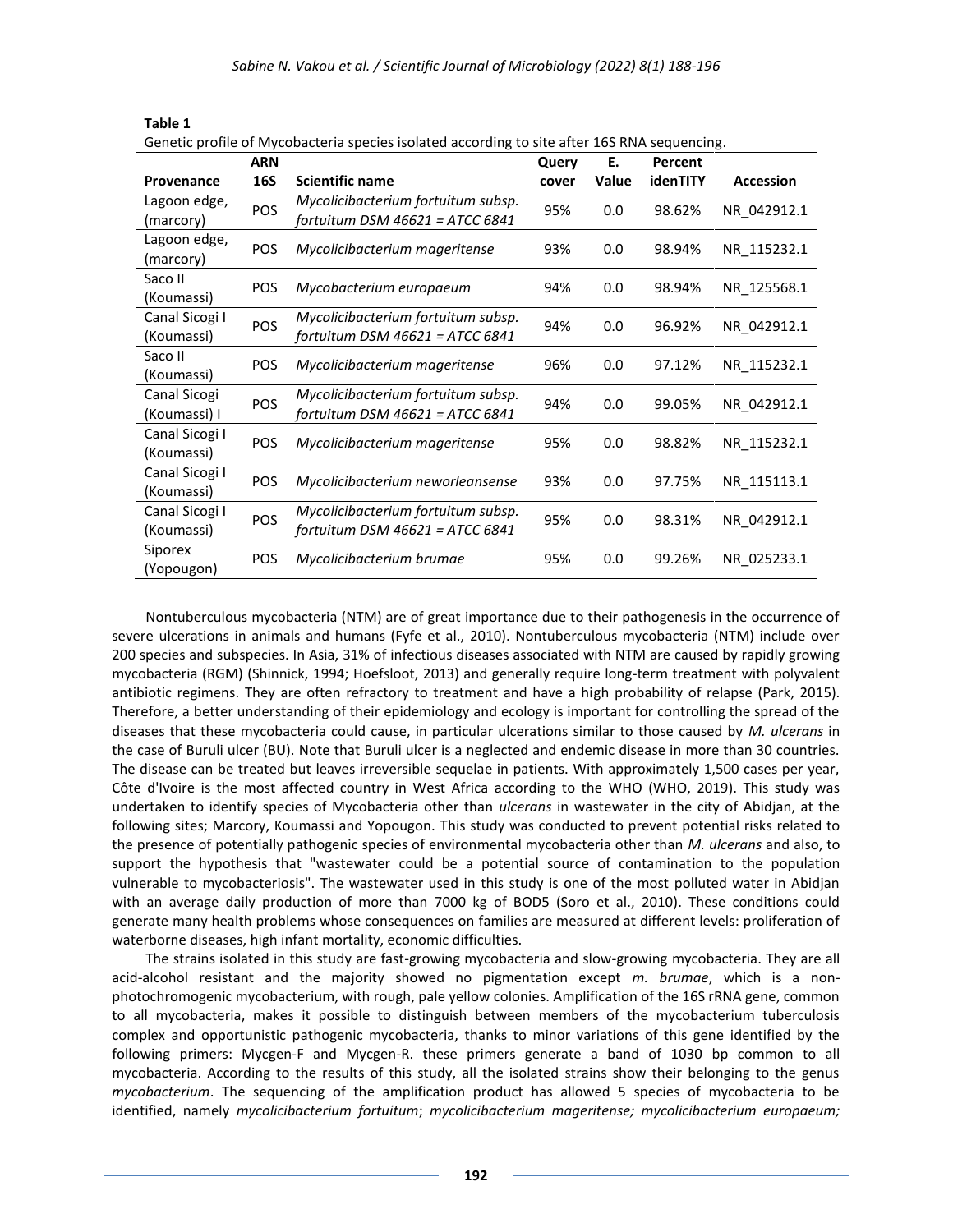**Table 1**

Genetic profile of Mycobacteria species isolated according to site after 16S RNA sequencing.

| Provenance | ARN 16S | Scientific name | Query cover | E. Value | Percent idenTITY | Accession |
|---|---|---|---|---|---|---|
| Lagoon edge, (marcory) | POS | *Mycolicibacterium fortuitum subsp. fortuitum DSM 46621 = ATCC 6841* | 95% | 0.0 | 98.62% | NR_042912.1 |
| Lagoon edge, (marcory) | POS | *Mycolicibacterium mageritense* | 93% | 0.0 | 98.94% | NR_115232.1 |
| Saco II (Koumassi) | POS | *Mycobacterium europaeum* | 94% | 0.0 | 98.94% | NR_125568.1 |
| Canal Sicogi I (Koumassi) | POS | *Mycolicibacterium fortuitum subsp. fortuitum DSM 46621 = ATCC 6841* | 94% | 0.0 | 96.92% | NR_042912.1 |
| Saco II (Koumassi) | POS | *Mycolicibacterium mageritense* | 96% | 0.0 | 97.12% | NR_115232.1 |
| Canal Sicogi (Koumassi) I | POS | *Mycolicibacterium fortuitum subsp. fortuitum DSM 46621 = ATCC 6841* | 94% | 0.0 | 99.05% | NR_042912.1 |
| Canal Sicogi I (Koumassi) | POS | *Mycolicibacterium mageritense* | 95% | 0.0 | 98.82% | NR_115232.1 |
| Canal Sicogi I (Koumassi) | POS | *Mycolicibacterium neworleansense* | 93% | 0.0 | 97.75% | NR_115113.1 |
| Canal Sicogi I (Koumassi) | POS | *Mycolicibacterium fortuitum subsp. fortuitum DSM 46621 = ATCC 6841* | 95% | 0.0 | 98.31% | NR_042912.1 |
| Siporex (Yopougon) | POS | *Mycolicibacterium brumae* | 95% | 0.0 | 99.26% | NR_025233.1 |

Nontuberculous mycobacteria (NTM) are of great importance due to their pathogenesis in the occurrence of severe ulcerations in animals and humans (Fyfe et al., 2010). Nontuberculous mycobacteria (NTM) include over 200 species and subspecies. In Asia, 31% of infectious diseases associated with NTM are caused by rapidly growing mycobacteria (RGM) (Shinnick, 1994; Hoefsloot, 2013) and generally require long-term treatment with polyvalent antibiotic regimens. They are often refractory to treatment and have a high probability of relapse (Park, 2015). Therefore, a better understanding of their epidemiology and ecology is important for controlling the spread of the diseases that these mycobacteria could cause, in particular ulcerations similar to those caused by *M. ulcerans* in the case of Buruli ulcer (BU). Note that Buruli ulcer is a neglected and endemic disease in more than 30 countries. The disease can be treated but leaves irreversible sequelae in patients. With approximately 1,500 cases per year, Côte d'Ivoire is the most affected country in West Africa according to the WHO (WHO, 2019). This study was undertaken to identify species of Mycobacteria other than *ulcerans* in wastewater in the city of Abidjan, at the following sites; Marcory, Koumassi and Yopougon. This study was conducted to prevent potential risks related to the presence of potentially pathogenic species of environmental mycobacteria other than *M. ulcerans* and also, to support the hypothesis that "wastewater could be a potential source of contamination to the population vulnerable to mycobacteriosis". The wastewater used in this study is one of the most polluted water in Abidjan with an average daily production of more than 7000 kg of BOD5 (Soro et al., 2010). These conditions could generate many health problems whose consequences on families are measured at different levels: proliferation of waterborne diseases, high infant mortality, economic difficulties.

The strains isolated in this study are fast-growing mycobacteria and slow-growing mycobacteria. They are all acid-alcohol resistant and the majority showed no pigmentation except *m. brumae*, which is a non-photochromogenic mycobacterium, with rough, pale yellow colonies. Amplification of the 16S rRNA gene, common to all mycobacteria, makes it possible to distinguish between members of the mycobacterium tuberculosis complex and opportunistic pathogenic mycobacteria, thanks to minor variations of this gene identified by the following primers: Mycgen-F and Mycgen-R. these primers generate a band of 1030 bp common to all mycobacteria. According to the results of this study, all the isolated strains show their belonging to the genus *mycobacterium*. The sequencing of the amplification product has allowed 5 species of mycobacteria to be identified, namely *mycolicibacterium fortuitum*; *mycolicibacterium mageritense; mycolicibacterium europaeum;*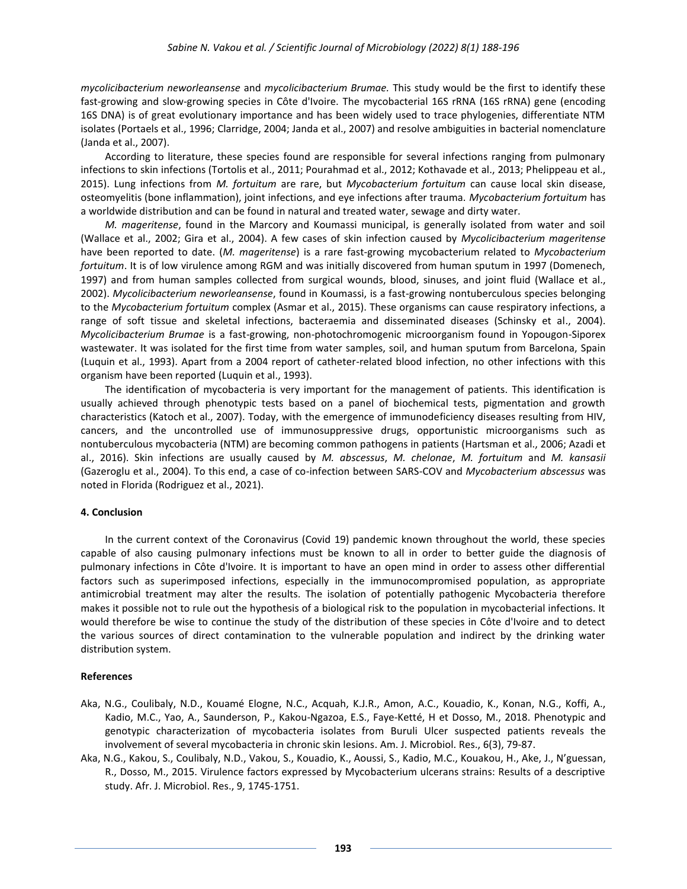*mycolicibacterium neworleansense* and *mycolicibacterium Brumae.* This study would be the first to identify these fast-growing and slow-growing species in Côte d'Ivoire. The mycobacterial 16S rRNA (16S rRNA) gene (encoding 16S DNA) is of great evolutionary importance and has been widely used to trace phylogenies, differentiate NTM isolates (Portaels et al., 1996; Clarridge, 2004; Janda et al., 2007) and resolve ambiguities in bacterial nomenclature (Janda et al., 2007).

According to literature, these species found are responsible for several infections ranging from pulmonary infections to skin infections (Tortolis et al., 2011; Pourahmad et al., 2012; Kothavade et al., 2013; Phelippeau et al., 2015). Lung infections from *M. fortuitum* are rare, but *Mycobacterium fortuitum* can cause local skin disease, osteomyelitis (bone inflammation), joint infections, and eye infections after trauma. *Mycobacterium fortuitum* has a worldwide distribution and can be found in natural and treated water, sewage and dirty water.

*M. mageritense*, found in the Marcory and Koumassi municipal, is generally isolated from water and soil (Wallace et al., 2002; Gira et al., 2004). A few cases of skin infection caused by *Mycolicibacterium mageritense* have been reported to date. (*M. mageritense*) is a rare fast-growing mycobacterium related to *Mycobacterium fortuitum*. It is of low virulence among RGM and was initially discovered from human sputum in 1997 (Domenech, 1997) and from human samples collected from surgical wounds, blood, sinuses, and joint fluid (Wallace et al., 2002). *Mycolicibacterium neworleansense*, found in Koumassi, is a fast-growing nontuberculous species belonging to the *Mycobacterium fortuitum* complex (Asmar et al., 2015). These organisms can cause respiratory infections, a range of soft tissue and skeletal infections, bacteraemia and disseminated diseases (Schinsky et al., 2004). *Mycolicibacterium Brumae* is a fast-growing, non-photochromogenic microorganism found in Yopougon-Siporex wastewater. It was isolated for the first time from water samples, soil, and human sputum from Barcelona, Spain (Luquin et al., 1993). Apart from a 2004 report of catheter-related blood infection, no other infections with this organism have been reported (Luquin et al., 1993).

The identification of mycobacteria is very important for the management of patients. This identification is usually achieved through phenotypic tests based on a panel of biochemical tests, pigmentation and growth characteristics (Katoch et al., 2007). Today, with the emergence of immunodeficiency diseases resulting from HIV, cancers, and the uncontrolled use of immunosuppressive drugs, opportunistic microorganisms such as nontuberculous mycobacteria (NTM) are becoming common pathogens in patients (Hartsman et al., 2006; Azadi et al., 2016). Skin infections are usually caused by *M. abscessus*, *M. chelonae*, *M. fortuitum* and *M. kansasii* (Gazeroglu et al., 2004). To this end, a case of co-infection between SARS-COV and *Mycobacterium abscessus* was noted in Florida (Rodriguez et al., 2021).

#### 4. Conclusion

In the current context of the Coronavirus (Covid 19) pandemic known throughout the world, these species capable of also causing pulmonary infections must be known to all in order to better guide the diagnosis of pulmonary infections in Côte d'Ivoire. It is important to have an open mind in order to assess other differential factors such as superimposed infections, especially in the immunocompromised population, as appropriate antimicrobial treatment may alter the results. The isolation of potentially pathogenic Mycobacteria therefore makes it possible not to rule out the hypothesis of a biological risk to the population in mycobacterial infections. It would therefore be wise to continue the study of the distribution of these species in Côte d'Ivoire and to detect the various sources of direct contamination to the vulnerable population and indirect by the drinking water distribution system.

#### References

Aka, N.G., Coulibaly, N.D., Kouamé Elogne, N.C., Acquah, K.J.R., Amon, A.C., Kouadio, K., Konan, N.G., Koffi, A., Kadio, M.C., Yao, A., Saunderson, P., Kakou-Ngazoa, E.S., Faye-Ketté, H et Dosso, M., 2018. Phenotypic and genotypic characterization of mycobacteria isolates from Buruli Ulcer suspected patients reveals the involvement of several mycobacteria in chronic skin lesions. Am. J. Microbiol. Res., 6(3), 79-87.

Aka, N.G., Kakou, S., Coulibaly, N.D., Vakou, S., Kouadio, K., Aoussi, S., Kadio, M.C., Kouakou, H., Ake, J., N'guessan, R., Dosso, M., 2015. Virulence factors expressed by Mycobacterium ulcerans strains: Results of a descriptive study. Afr. J. Microbiol. Res., 9, 1745-1751.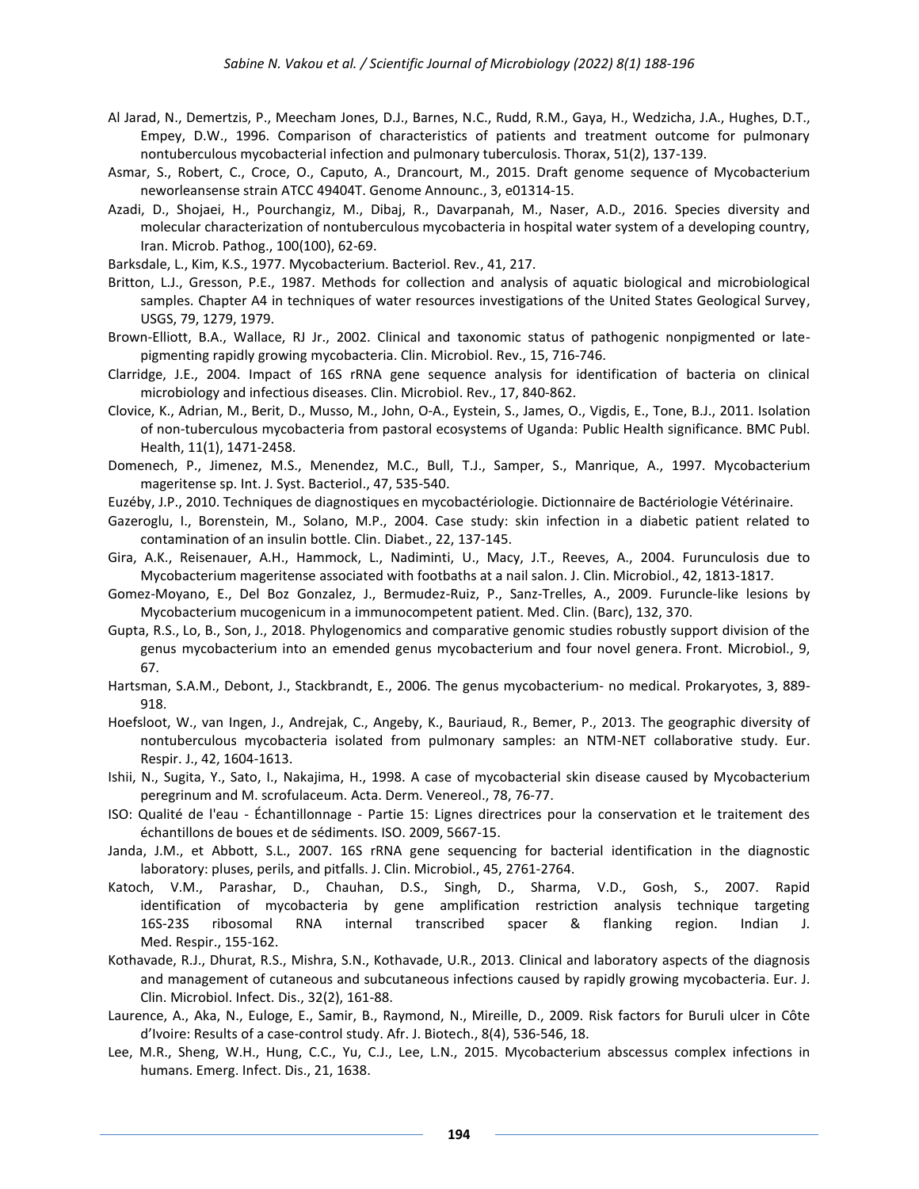Al Jarad, N., Demertzis, P., Meecham Jones, D.J., Barnes, N.C., Rudd, R.M., Gaya, H., Wedzicha, J.A., Hughes, D.T., Empey, D.W., 1996. Comparison of characteristics of patients and treatment outcome for pulmonary nontuberculous mycobacterial infection and pulmonary tuberculosis. Thorax, 51(2), 137-139.

Asmar, S., Robert, C., Croce, O., Caputo, A., Drancourt, M., 2015. Draft genome sequence of Mycobacterium neworleansense strain ATCC 49404T. Genome Announc., 3, e01314-15.

Azadi, D., Shojaei, H., Pourchangiz, M., Dibaj, R., Davarpanah, M., Naser, A.D., 2016. Species diversity and molecular characterization of nontuberculous mycobacteria in hospital water system of a developing country, Iran. Microb. Pathog., 100(100), 62-69.

Barksdale, L., Kim, K.S., 1977. Mycobacterium. Bacteriol. Rev., 41, 217.

Britton, L.J., Gresson, P.E., 1987. Methods for collection and analysis of aquatic biological and microbiological samples. Chapter A4 in techniques of water resources investigations of the United States Geological Survey, USGS, 79, 1279, 1979.

Brown-Elliott, B.A., Wallace, RJ Jr., 2002. Clinical and taxonomic status of pathogenic nonpigmented or late-pigmenting rapidly growing mycobacteria. Clin. Microbiol. Rev., 15, 716-746.

Clarridge, J.E., 2004. Impact of 16S rRNA gene sequence analysis for identification of bacteria on clinical microbiology and infectious diseases. Clin. Microbiol. Rev., 17, 840-862.

Clovice, K., Adrian, M., Berit, D., Musso, M., John, O-A., Eystein, S., James, O., Vigdis, E., Tone, B.J., 2011. Isolation of non-tuberculous mycobacteria from pastoral ecosystems of Uganda: Public Health significance. BMC Publ. Health, 11(1), 1471-2458.

Domenech, P., Jimenez, M.S., Menendez, M.C., Bull, T.J., Samper, S., Manrique, A., 1997. Mycobacterium mageritense sp. Int. J. Syst. Bacteriol., 47, 535-540.

Euzéby, J.P., 2010. Techniques de diagnostiques en mycobactériologie. Dictionnaire de Bactériologie Vétérinaire.

Gazeroglu, I., Borenstein, M., Solano, M.P., 2004. Case study: skin infection in a diabetic patient related to contamination of an insulin bottle. Clin. Diabet., 22, 137-145.

Gira, A.K., Reisenauer, A.H., Hammock, L., Nadiminti, U., Macy, J.T., Reeves, A., 2004. Furunculosis due to Mycobacterium mageritense associated with footbaths at a nail salon. J. Clin. Microbiol., 42, 1813-1817.

Gomez-Moyano, E., Del Boz Gonzalez, J., Bermudez-Ruiz, P., Sanz-Trelles, A., 2009. Furuncle-like lesions by Mycobacterium mucogenicum in a immunocompetent patient. Med. Clin. (Barc), 132, 370.

Gupta, R.S., Lo, B., Son, J., 2018. Phylogenomics and comparative genomic studies robustly support division of the genus mycobacterium into an emended genus mycobacterium and four novel genera. Front. Microbiol., 9, 67.

Hartsman, S.A.M., Debont, J., Stackbrandt, E., 2006. The genus mycobacterium- no medical. Prokaryotes, 3, 889-918.

Hoefsloot, W., van Ingen, J., Andrejak, C., Angeby, K., Bauriaud, R., Bemer, P., 2013. The geographic diversity of nontuberculous mycobacteria isolated from pulmonary samples: an NTM-NET collaborative study. Eur. Respir. J., 42, 1604-1613.

Ishii, N., Sugita, Y., Sato, I., Nakajima, H., 1998. A case of mycobacterial skin disease caused by Mycobacterium peregrinum and M. scrofulaceum. Acta. Derm. Venereol., 78, 76-77.

ISO: Qualité de l'eau - Échantillonnage - Partie 15: Lignes directrices pour la conservation et le traitement des échantillons de boues et de sédiments. ISO. 2009, 5667-15.

Janda, J.M., et Abbott, S.L., 2007. 16S rRNA gene sequencing for bacterial identification in the diagnostic laboratory: pluses, perils, and pitfalls. J. Clin. Microbiol., 45, 2761-2764.

Katoch, V.M., Parashar, D., Chauhan, D.S., Singh, D., Sharma, V.D., Gosh, S., 2007. Rapid identification of mycobacteria by gene amplification restriction analysis technique targeting 16S-23S ribosomal RNA internal transcribed spacer & flanking region. Indian J. Med. Respir., 155-162.

Kothavade, R.J., Dhurat, R.S., Mishra, S.N., Kothavade, U.R., 2013. Clinical and laboratory aspects of the diagnosis and management of cutaneous and subcutaneous infections caused by rapidly growing mycobacteria. Eur. J. Clin. Microbiol. Infect. Dis., 32(2), 161-88.

Laurence, A., Aka, N., Euloge, E., Samir, B., Raymond, N., Mireille, D., 2009. Risk factors for Buruli ulcer in Côte d'Ivoire: Results of a case-control study. Afr. J. Biotech., 8(4), 536-546, 18.

Lee, M.R., Sheng, W.H., Hung, C.C., Yu, C.J., Lee, L.N., 2015. Mycobacterium abscessus complex infections in humans. Emerg. Infect. Dis., 21, 1638.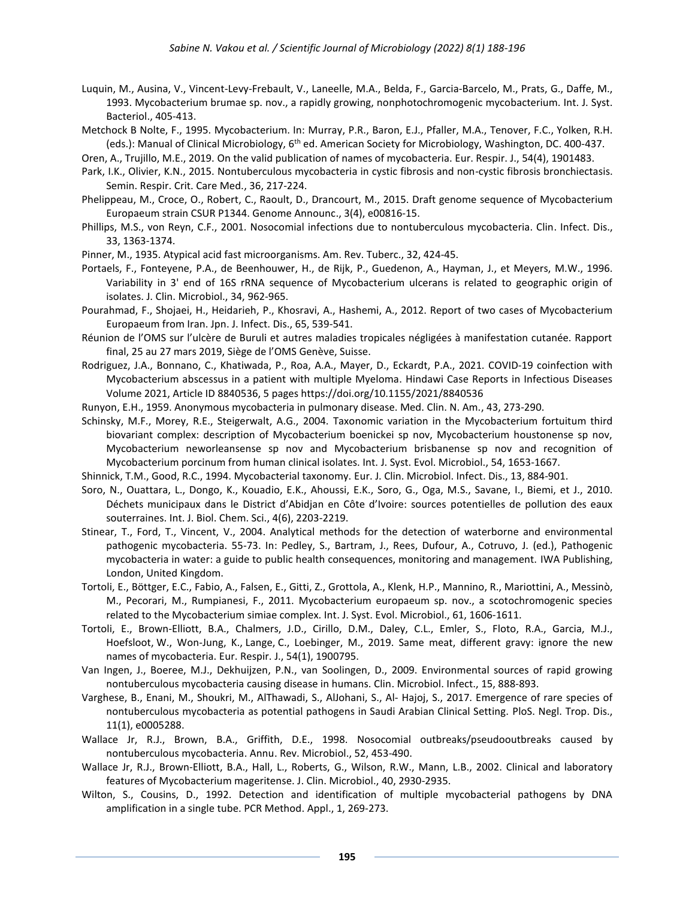Luquin, M., Ausina, V., Vincent-Levy-Frebault, V., Laneelle, M.A., Belda, F., Garcia-Barcelo, M., Prats, G., Daffe, M., 1993. Mycobacterium brumae sp. nov., a rapidly growing, nonphotochromogenic mycobacterium. Int. J. Syst. Bacteriol., 405-413.

Metchock B Nolte, F., 1995. Mycobacterium. In: Murray, P.R., Baron, E.J., Pfaller, M.A., Tenover, F.C., Yolken, R.H. (eds.): Manual of Clinical Microbiology, 6th ed. American Society for Microbiology, Washington, DC. 400-437.

Oren, A., Trujillo, M.E., 2019. On the valid publication of names of mycobacteria. Eur. Respir. J., 54(4), 1901483.

Park, I.K., Olivier, K.N., 2015. Nontuberculous mycobacteria in cystic fibrosis and non-cystic fibrosis bronchiectasis. Semin. Respir. Crit. Care Med., 36, 217-224.

Phelippeau, M., Croce, O., Robert, C., Raoult, D., Drancourt, M., 2015. Draft genome sequence of Mycobacterium Europaeum strain CSUR P1344. Genome Announc., 3(4), e00816-15.

Phillips, M.S., von Reyn, C.F., 2001. Nosocomial infections due to nontuberculous mycobacteria. Clin. Infect. Dis., 33, 1363-1374.

Pinner, M., 1935. Atypical acid fast microorganisms. Am. Rev. Tuberc., 32, 424-45.

Portaels, F., Fonteyene, P.A., de Beenhouwer, H., de Rijk, P., Guedenon, A., Hayman, J., et Meyers, M.W., 1996. Variability in 3' end of 16S rRNA sequence of Mycobacterium ulcerans is related to geographic origin of isolates. J. Clin. Microbiol., 34, 962-965.

Pourahmad, F., Shojaei, H., Heidarieh, P., Khosravi, A., Hashemi, A., 2012. Report of two cases of Mycobacterium Europaeum from Iran. Jpn. J. Infect. Dis., 65, 539-541.

Réunion de l'OMS sur l'ulcère de Buruli et autres maladies tropicales négligées à manifestation cutanée. Rapport final, 25 au 27 mars 2019, Siège de l'OMS Genève, Suisse.

Rodriguez, J.A., Bonnano, C., Khatiwada, P., Roa, A.A., Mayer, D., Eckardt, P.A., 2021. COVID-19 coinfection with Mycobacterium abscessus in a patient with multiple Myeloma. Hindawi Case Reports in Infectious Diseases Volume 2021, Article ID 8840536, 5 pages https://doi.org/10.1155/2021/8840536

Runyon, E.H., 1959. Anonymous mycobacteria in pulmonary disease. Med. Clin. N. Am., 43, 273-290.

Schinsky, M.F., Morey, R.E., Steigerwalt, A.G., 2004. Taxonomic variation in the Mycobacterium fortuitum third biovariant complex: description of Mycobacterium boenickei sp nov, Mycobacterium houstonense sp nov, Mycobacterium neworleansense sp nov and Mycobacterium brisbanense sp nov and recognition of Mycobacterium porcinum from human clinical isolates. Int. J. Syst. Evol. Microbiol., 54, 1653-1667.

Shinnick, T.M., Good, R.C., 1994. Mycobacterial taxonomy. Eur. J. Clin. Microbiol. Infect. Dis., 13, 884-901.

Soro, N., Ouattara, L., Dongo, K., Kouadio, E.K., Ahoussi, E.K., Soro, G., Oga, M.S., Savane, I., Biemi, et J., 2010. Déchets municipaux dans le District d'Abidjan en Côte d'Ivoire: sources potentielles de pollution des eaux souterraines. Int. J. Biol. Chem. Sci., 4(6), 2203-2219.

Stinear, T., Ford, T., Vincent, V., 2004. Analytical methods for the detection of waterborne and environmental pathogenic mycobacteria. 55-73. In: Pedley, S., Bartram, J., Rees, Dufour, A., Cotruvo, J. (ed.), Pathogenic mycobacteria in water: a guide to public health consequences, monitoring and management. IWA Publishing, London, United Kingdom.

Tortoli, E., Böttger, E.C., Fabio, A., Falsen, E., Gitti, Z., Grottola, A., Klenk, H.P., Mannino, R., Mariottini, A., Messinò, M., Pecorari, M., Rumpianesi, F., 2011. Mycobacterium europaeum sp. nov., a scotochromogenic species related to the Mycobacterium simiae complex. Int. J. Syst. Evol. Microbiol., 61, 1606-1611.

Tortoli, E., Brown-Elliott, B.A., Chalmers, J.D., Cirillo, D.M., Daley, C.L., Emler, S., Floto, R.A., Garcia, M.J., Hoefsloot, W., Won-Jung, K., Lange, C., Loebinger, M., 2019. Same meat, different gravy: ignore the new names of mycobacteria. Eur. Respir. J., 54(1), 1900795.

Van Ingen, J., Boeree, M.J., Dekhuijzen, P.N., van Soolingen, D., 2009. Environmental sources of rapid growing nontuberculous mycobacteria causing disease in humans. Clin. Microbiol. Infect., 15, 888-893.

Varghese, B., Enani, M., Shoukri, M., AlThawadi, S., AlJohani, S., Al- Hajoj, S., 2017. Emergence of rare species of nontuberculous mycobacteria as potential pathogens in Saudi Arabian Clinical Setting. PloS. Negl. Trop. Dis., 11(1), e0005288.

Wallace Jr, R.J., Brown, B.A., Griffith, D.E., 1998. Nosocomial outbreaks/pseudooutbreaks caused by nontuberculous mycobacteria. Annu. Rev. Microbiol., 52, 453-490.

Wallace Jr, R.J., Brown-Elliott, B.A., Hall, L., Roberts, G., Wilson, R.W., Mann, L.B., 2002. Clinical and laboratory features of Mycobacterium mageritense. J. Clin. Microbiol., 40, 2930-2935.

Wilton, S., Cousins, D., 1992. Detection and identification of multiple mycobacterial pathogens by DNA amplification in a single tube. PCR Method. Appl., 1, 269-273.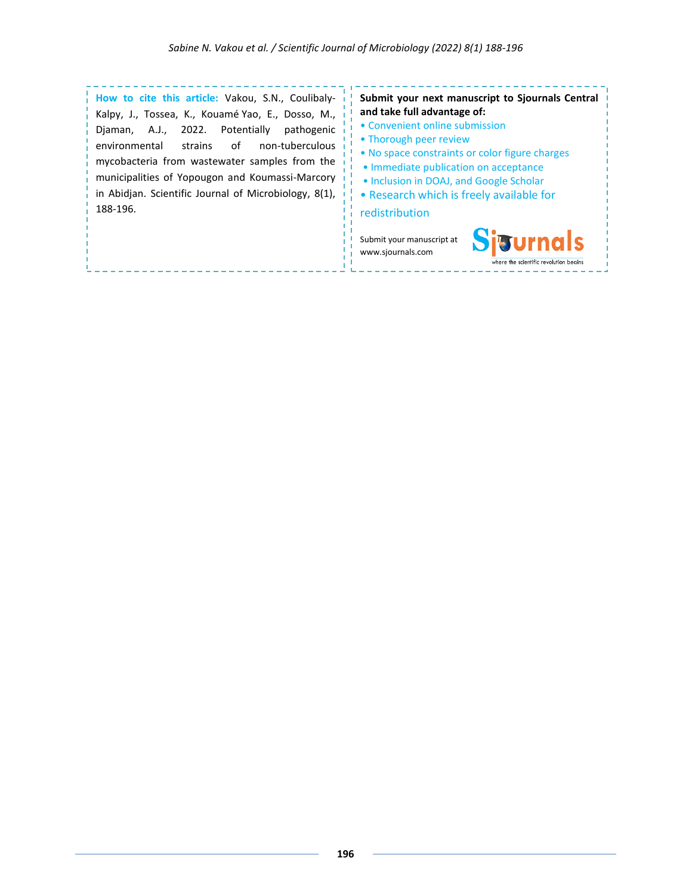**How to cite this article:** Vakou, S.N., Coulibaly-Kalpy, J., Tossea, K., Kouamé Yao, E., Dosso, M., Djaman, A.J., 2022. Potentially pathogenic environmental strains of non-tuberculous mycobacteria from wastewater samples from the municipalities of Yopougon and Koumassi-Marcory in Abidjan. Scientific Journal of Microbiology, 8(1), 188-196.

**Submit your next manuscript to Sjournals Central and take full advantage of:**

- Convenient online submission
- Thorough peer review
- No space constraints or color figure charges
- Immediate publication on acceptance
- Inclusion in DOAJ, and Google Scholar
- Research which is freely available for redistribution

Submit your manuscript at www.sjournals.com

Sjournals
where the scientific revolution begins